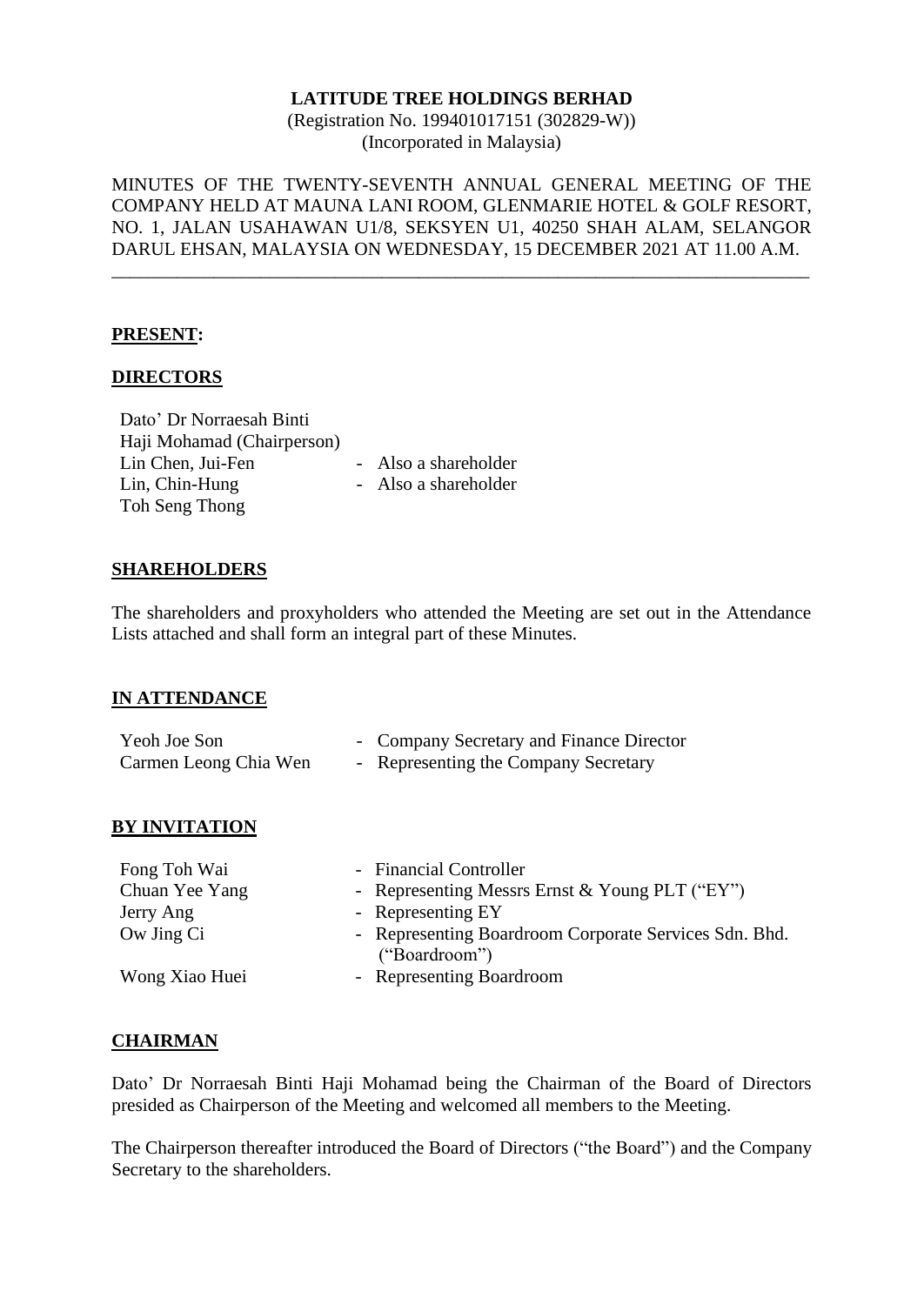**LATITUDE TREE HOLDINGS BERHAD**
(Registration No. 199401017151 (302829-W))
(Incorporated in Malaysia)

MINUTES OF THE TWENTY-SEVENTH ANNUAL GENERAL MEETING OF THE COMPANY HELD AT MAUNA LANI ROOM, GLENMARIE HOTEL & GOLF RESORT, NO. 1, JALAN USAHAWAN U1/8, SEKSYEN U1, 40250 SHAH ALAM, SELANGOR DARUL EHSAN, MALAYSIA ON WEDNESDAY, 15 DECEMBER 2021 AT 11.00 A.M.

---

**PRESENT:**

**DIRECTORS**

| | |
|---|---|
| Dato' Dr Norraesah Binti Haji Mohamad (Chairperson) | |
| Lin Chen, Jui-Fen | - Also a shareholder |
| Lin, Chin-Hung | - Also a shareholder |
| Toh Seng Thong | |

**SHAREHOLDERS**

The shareholders and proxyholders who attended the Meeting are set out in the Attendance Lists attached and shall form an integral part of these Minutes.

**IN ATTENDANCE**

| | |
|---|---|
| Yeoh Joe Son | - Company Secretary and Finance Director |
| Carmen Leong Chia Wen | - Representing the Company Secretary |

**BY INVITATION**

| | |
|---|---|
| Fong Toh Wai | - Financial Controller |
| Chuan Yee Yang | - Representing Messrs Ernst & Young PLT ("EY") |
| Jerry Ang | - Representing EY |
| Ow Jing Ci | - Representing Boardroom Corporate Services Sdn. Bhd. ("Boardroom") |
| Wong Xiao Huei | - Representing Boardroom |

**CHAIRMAN**

Dato' Dr Norraesah Binti Haji Mohamad being the Chairman of the Board of Directors presided as Chairperson of the Meeting and welcomed all members to the Meeting.

The Chairperson thereafter introduced the Board of Directors ("the Board") and the Company Secretary to the shareholders.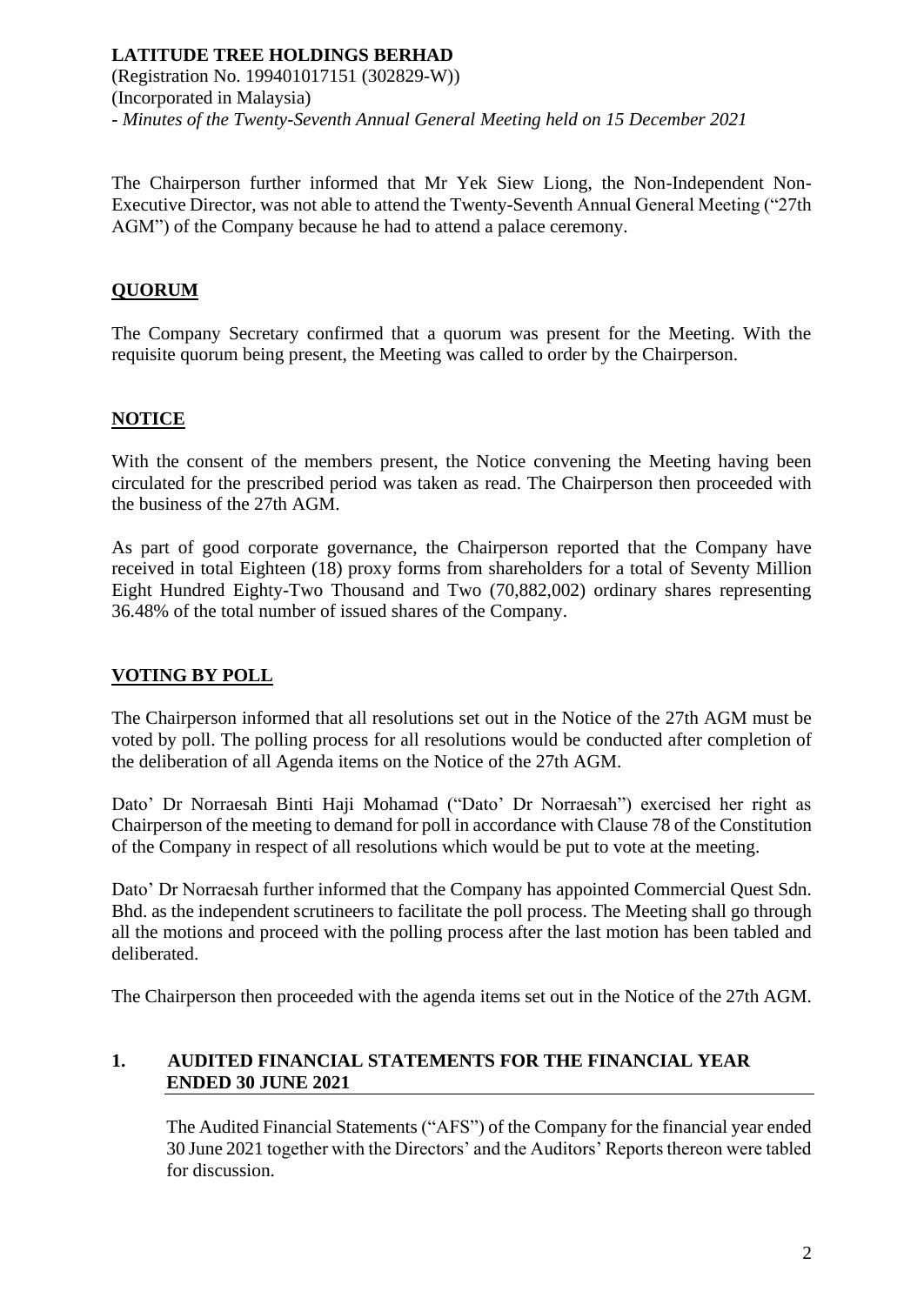The Chairperson further informed that Mr Yek Siew Liong, the Non-Independent Non-Executive Director, was not able to attend the Twenty-Seventh Annual General Meeting ("27th AGM") of the Company because he had to attend a palace ceremony.

## QUORUM

The Company Secretary confirmed that a quorum was present for the Meeting. With the requisite quorum being present, the Meeting was called to order by the Chairperson.

## NOTICE

With the consent of the members present, the Notice convening the Meeting having been circulated for the prescribed period was taken as read. The Chairperson then proceeded with the business of the 27th AGM.

As part of good corporate governance, the Chairperson reported that the Company have received in total Eighteen (18) proxy forms from shareholders for a total of Seventy Million Eight Hundred Eighty-Two Thousand and Two (70,882,002) ordinary shares representing 36.48% of the total number of issued shares of the Company.

## VOTING BY POLL

The Chairperson informed that all resolutions set out in the Notice of the 27th AGM must be voted by poll. The polling process for all resolutions would be conducted after completion of the deliberation of all Agenda items on the Notice of the 27th AGM.

Dato' Dr Norraesah Binti Haji Mohamad ("Dato' Dr Norraesah") exercised her right as Chairperson of the meeting to demand for poll in accordance with Clause 78 of the Constitution of the Company in respect of all resolutions which would be put to vote at the meeting.

Dato' Dr Norraesah further informed that the Company has appointed Commercial Quest Sdn. Bhd. as the independent scrutineers to facilitate the poll process. The Meeting shall go through all the motions and proceed with the polling process after the last motion has been tabled and deliberated.

The Chairperson then proceeded with the agenda items set out in the Notice of the 27th AGM.

## 1. AUDITED FINANCIAL STATEMENTS FOR THE FINANCIAL YEAR ENDED 30 JUNE 2021

The Audited Financial Statements ("AFS") of the Company for the financial year ended 30 June 2021 together with the Directors' and the Auditors' Reports thereon were tabled for discussion.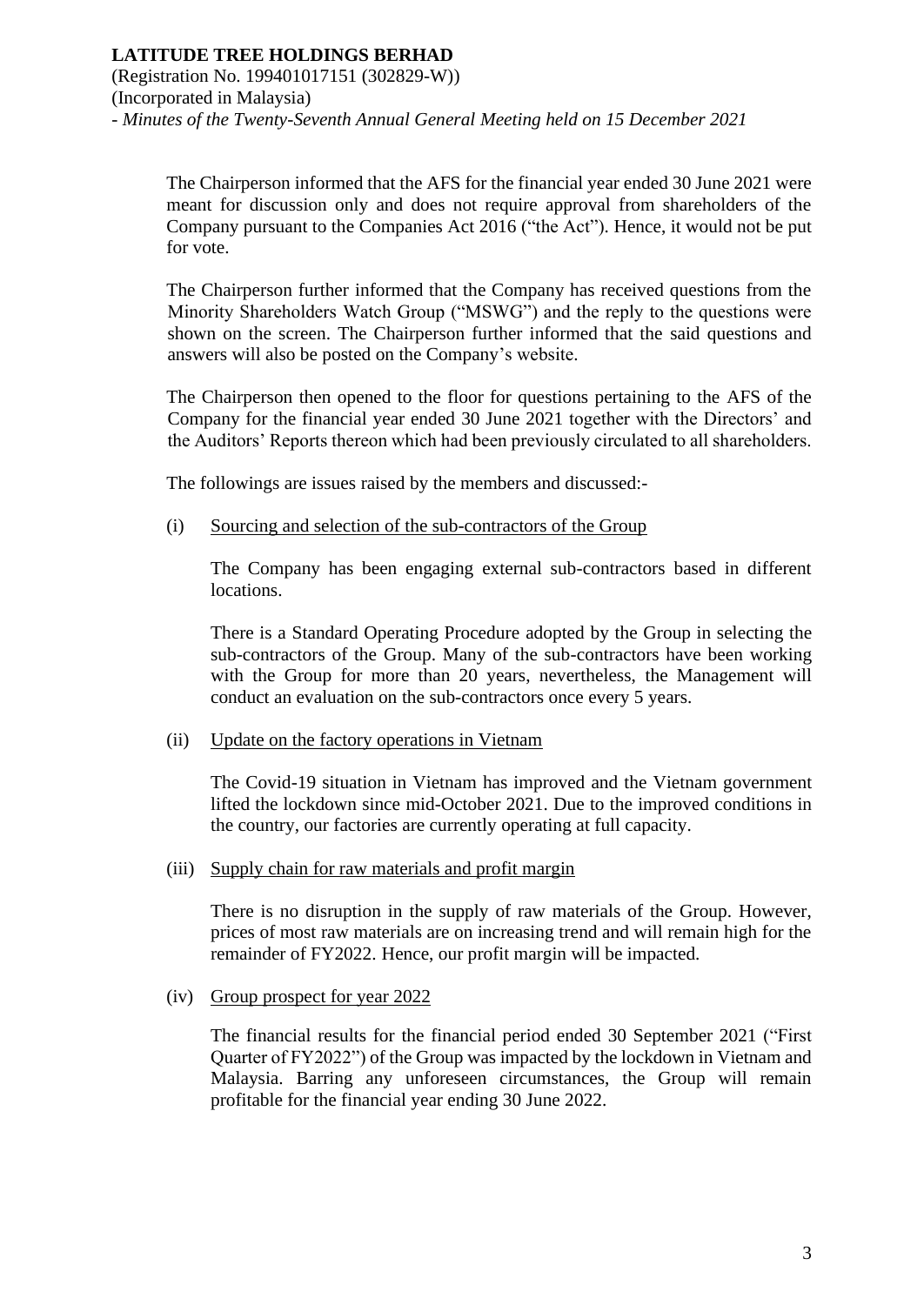The Chairperson informed that the AFS for the financial year ended 30 June 2021 were meant for discussion only and does not require approval from shareholders of the Company pursuant to the Companies Act 2016 ("the Act"). Hence, it would not be put for vote.

The Chairperson further informed that the Company has received questions from the Minority Shareholders Watch Group ("MSWG") and the reply to the questions were shown on the screen. The Chairperson further informed that the said questions and answers will also be posted on the Company's website.

The Chairperson then opened to the floor for questions pertaining to the AFS of the Company for the financial year ended 30 June 2021 together with the Directors' and the Auditors' Reports thereon which had been previously circulated to all shareholders.

The followings are issues raised by the members and discussed:-

(i) Sourcing and selection of the sub-contractors of the Group

The Company has been engaging external sub-contractors based in different locations.

There is a Standard Operating Procedure adopted by the Group in selecting the sub-contractors of the Group. Many of the sub-contractors have been working with the Group for more than 20 years, nevertheless, the Management will conduct an evaluation on the sub-contractors once every 5 years.

(ii) Update on the factory operations in Vietnam

The Covid-19 situation in Vietnam has improved and the Vietnam government lifted the lockdown since mid-October 2021. Due to the improved conditions in the country, our factories are currently operating at full capacity.

(iii) Supply chain for raw materials and profit margin

There is no disruption in the supply of raw materials of the Group. However, prices of most raw materials are on increasing trend and will remain high for the remainder of FY2022. Hence, our profit margin will be impacted.

(iv) Group prospect for year 2022

The financial results for the financial period ended 30 September 2021 ("First Quarter of FY2022") of the Group was impacted by the lockdown in Vietnam and Malaysia. Barring any unforeseen circumstances, the Group will remain profitable for the financial year ending 30 June 2022.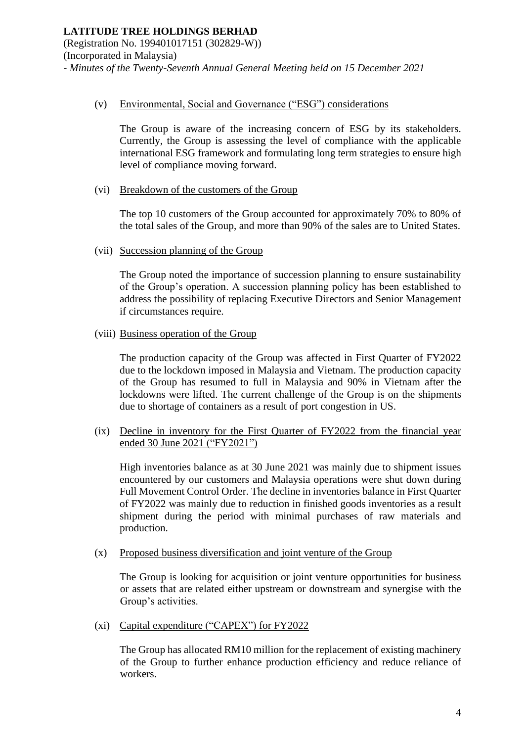(v) Environmental, Social and Governance ("ESG") considerations

The Group is aware of the increasing concern of ESG by its stakeholders. Currently, the Group is assessing the level of compliance with the applicable international ESG framework and formulating long term strategies to ensure high level of compliance moving forward.

(vi) Breakdown of the customers of the Group

The top 10 customers of the Group accounted for approximately 70% to 80% of the total sales of the Group, and more than 90% of the sales are to United States.

(vii) Succession planning of the Group

The Group noted the importance of succession planning to ensure sustainability of the Group's operation. A succession planning policy has been established to address the possibility of replacing Executive Directors and Senior Management if circumstances require.

(viii) Business operation of the Group

The production capacity of the Group was affected in First Quarter of FY2022 due to the lockdown imposed in Malaysia and Vietnam. The production capacity of the Group has resumed to full in Malaysia and 90% in Vietnam after the lockdowns were lifted. The current challenge of the Group is on the shipments due to shortage of containers as a result of port congestion in US.

(ix) Decline in inventory for the First Quarter of FY2022 from the financial year ended 30 June 2021 ("FY2021")

High inventories balance as at 30 June 2021 was mainly due to shipment issues encountered by our customers and Malaysia operations were shut down during Full Movement Control Order. The decline in inventories balance in First Quarter of FY2022 was mainly due to reduction in finished goods inventories as a result shipment during the period with minimal purchases of raw materials and production.

(x) Proposed business diversification and joint venture of the Group

The Group is looking for acquisition or joint venture opportunities for business or assets that are related either upstream or downstream and synergise with the Group's activities.

(xi) Capital expenditure ("CAPEX") for FY2022

The Group has allocated RM10 million for the replacement of existing machinery of the Group to further enhance production efficiency and reduce reliance of workers.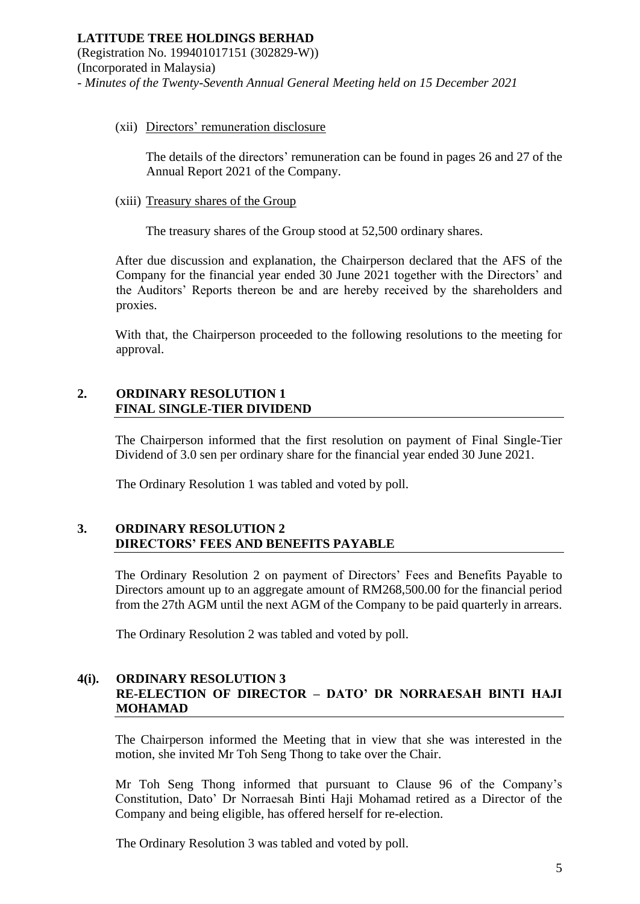(xii) Directors' remuneration disclosure

The details of the directors' remuneration can be found in pages 26 and 27 of the Annual Report 2021 of the Company.

(xiii) Treasury shares of the Group

The treasury shares of the Group stood at 52,500 ordinary shares.

After due discussion and explanation, the Chairperson declared that the AFS of the Company for the financial year ended 30 June 2021 together with the Directors' and the Auditors' Reports thereon be and are hereby received by the shareholders and proxies.

With that, the Chairperson proceeded to the following resolutions to the meeting for approval.

## 2. ORDINARY RESOLUTION 1 FINAL SINGLE-TIER DIVIDEND

The Chairperson informed that the first resolution on payment of Final Single-Tier Dividend of 3.0 sen per ordinary share for the financial year ended 30 June 2021.

The Ordinary Resolution 1 was tabled and voted by poll.

## 3. ORDINARY RESOLUTION 2 DIRECTORS' FEES AND BENEFITS PAYABLE

The Ordinary Resolution 2 on payment of Directors' Fees and Benefits Payable to Directors amount up to an aggregate amount of RM268,500.00 for the financial period from the 27th AGM until the next AGM of the Company to be paid quarterly in arrears.

The Ordinary Resolution 2 was tabled and voted by poll.

## 4(i). ORDINARY RESOLUTION 3 RE-ELECTION OF DIRECTOR – DATO' DR NORRAESAH BINTI HAJI MOHAMAD

The Chairperson informed the Meeting that in view that she was interested in the motion, she invited Mr Toh Seng Thong to take over the Chair.

Mr Toh Seng Thong informed that pursuant to Clause 96 of the Company's Constitution, Dato' Dr Norraesah Binti Haji Mohamad retired as a Director of the Company and being eligible, has offered herself for re-election.

The Ordinary Resolution 3 was tabled and voted by poll.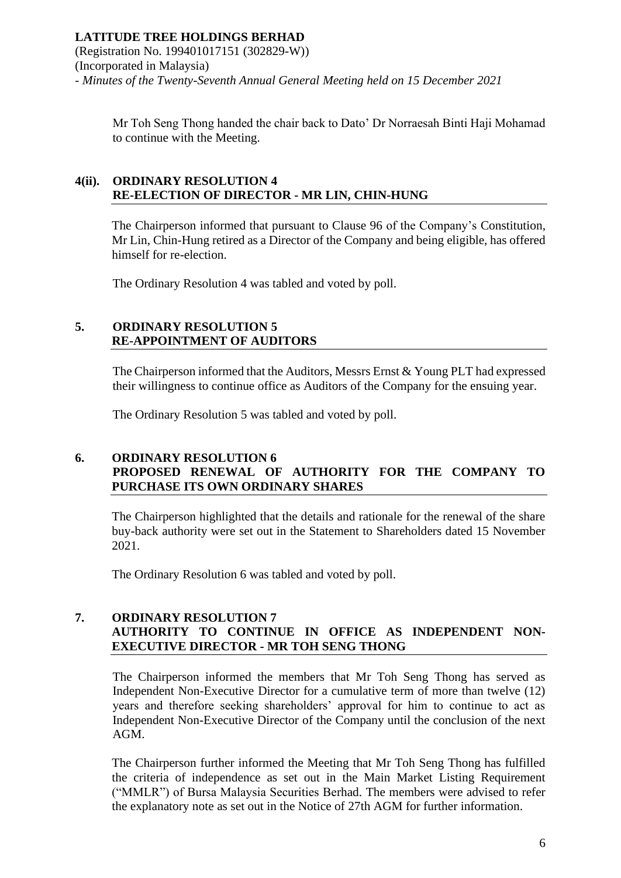Mr Toh Seng Thong handed the chair back to Dato' Dr Norraesah Binti Haji Mohamad to continue with the Meeting.

## 4(ii). ORDINARY RESOLUTION 4
## RE-ELECTION OF DIRECTOR - MR LIN, CHIN-HUNG

The Chairperson informed that pursuant to Clause 96 of the Company's Constitution, Mr Lin, Chin-Hung retired as a Director of the Company and being eligible, has offered himself for re-election.

The Ordinary Resolution 4 was tabled and voted by poll.

## 5. ORDINARY RESOLUTION 5
## RE-APPOINTMENT OF AUDITORS

The Chairperson informed that the Auditors, Messrs Ernst & Young PLT had expressed their willingness to continue office as Auditors of the Company for the ensuing year.

The Ordinary Resolution 5 was tabled and voted by poll.

## 6. ORDINARY RESOLUTION 6
## PROPOSED RENEWAL OF AUTHORITY FOR THE COMPANY TO PURCHASE ITS OWN ORDINARY SHARES

The Chairperson highlighted that the details and rationale for the renewal of the share buy-back authority were set out in the Statement to Shareholders dated 15 November 2021.

The Ordinary Resolution 6 was tabled and voted by poll.

## 7. ORDINARY RESOLUTION 7
## AUTHORITY TO CONTINUE IN OFFICE AS INDEPENDENT NON-EXECUTIVE DIRECTOR - MR TOH SENG THONG

The Chairperson informed the members that Mr Toh Seng Thong has served as Independent Non-Executive Director for a cumulative term of more than twelve (12) years and therefore seeking shareholders' approval for him to continue to act as Independent Non-Executive Director of the Company until the conclusion of the next AGM.

The Chairperson further informed the Meeting that Mr Toh Seng Thong has fulfilled the criteria of independence as set out in the Main Market Listing Requirement ("MMLR") of Bursa Malaysia Securities Berhad. The members were advised to refer the explanatory note as set out in the Notice of 27th AGM for further information.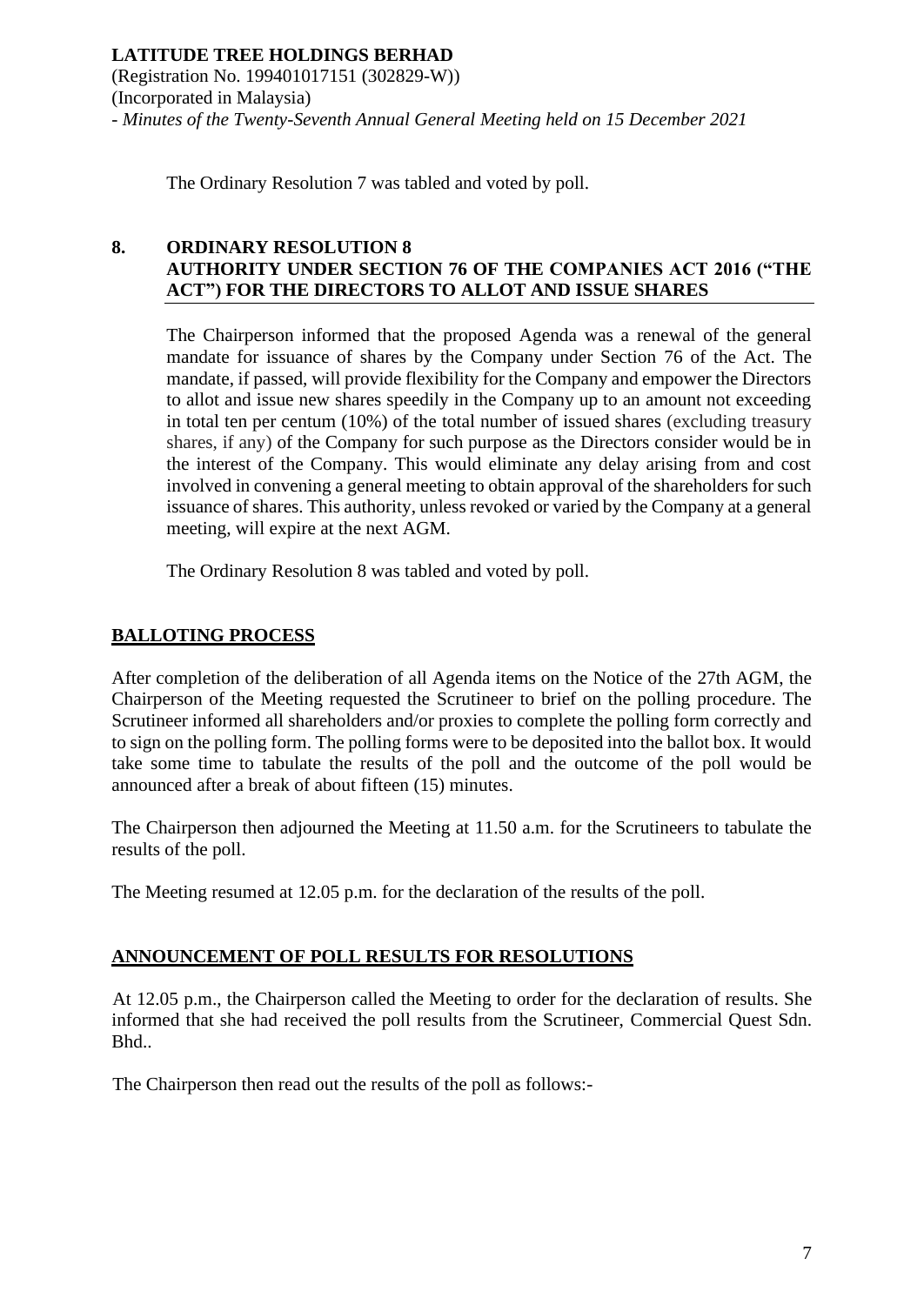The Ordinary Resolution 7 was tabled and voted by poll.

## 8. ORDINARY RESOLUTION 8 AUTHORITY UNDER SECTION 76 OF THE COMPANIES ACT 2016 ("THE ACT") FOR THE DIRECTORS TO ALLOT AND ISSUE SHARES

The Chairperson informed that the proposed Agenda was a renewal of the general mandate for issuance of shares by the Company under Section 76 of the Act. The mandate, if passed, will provide flexibility for the Company and empower the Directors to allot and issue new shares speedily in the Company up to an amount not exceeding in total ten per centum (10%) of the total number of issued shares (excluding treasury shares, if any) of the Company for such purpose as the Directors consider would be in the interest of the Company. This would eliminate any delay arising from and cost involved in convening a general meeting to obtain approval of the shareholders for such issuance of shares. This authority, unless revoked or varied by the Company at a general meeting, will expire at the next AGM.

The Ordinary Resolution 8 was tabled and voted by poll.

## BALLOTING PROCESS

After completion of the deliberation of all Agenda items on the Notice of the 27th AGM, the Chairperson of the Meeting requested the Scrutineer to brief on the polling procedure. The Scrutineer informed all shareholders and/or proxies to complete the polling form correctly and to sign on the polling form. The polling forms were to be deposited into the ballot box. It would take some time to tabulate the results of the poll and the outcome of the poll would be announced after a break of about fifteen (15) minutes.

The Chairperson then adjourned the Meeting at 11.50 a.m. for the Scrutineers to tabulate the results of the poll.

The Meeting resumed at 12.05 p.m. for the declaration of the results of the poll.

## ANNOUNCEMENT OF POLL RESULTS FOR RESOLUTIONS

At 12.05 p.m., the Chairperson called the Meeting to order for the declaration of results. She informed that she had received the poll results from the Scrutineer, Commercial Quest Sdn. Bhd..

The Chairperson then read out the results of the poll as follows:-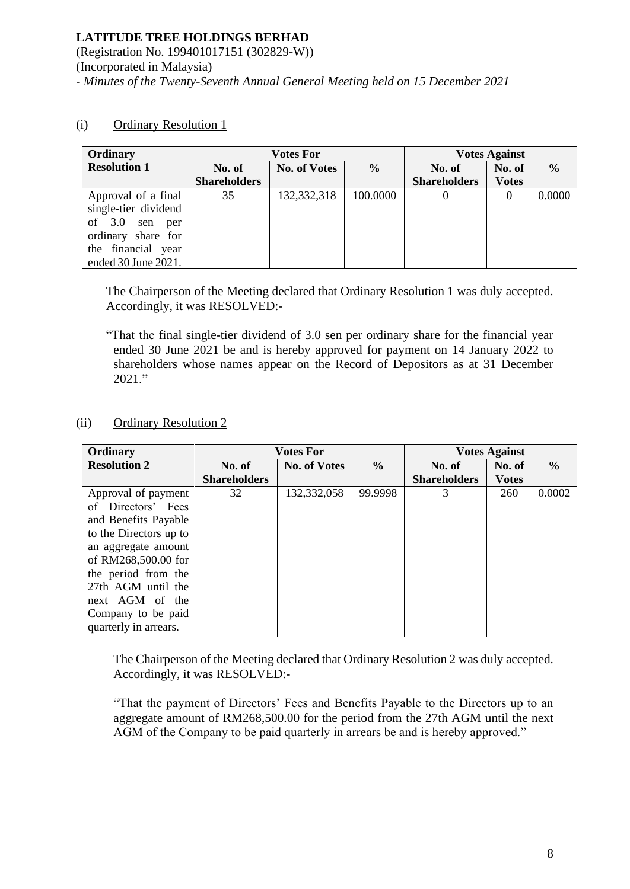(i) Ordinary Resolution 1

| Ordinary Resolution 1 | Votes For | | | Votes Against | | |
|---|---|---|---|---|---|---|
| | No. of Shareholders | No. of Votes | % | No. of Shareholders | No. of Votes | % |
| Approval of a final single-tier dividend of 3.0 sen per ordinary share for the financial year ended 30 June 2021. | 35 | 132,332,318 | 100.0000 | 0 | 0 | 0.0000 |

The Chairperson of the Meeting declared that Ordinary Resolution 1 was duly accepted. Accordingly, it was RESOLVED:-

"That the final single-tier dividend of 3.0 sen per ordinary share for the financial year ended 30 June 2021 be and is hereby approved for payment on 14 January 2022 to shareholders whose names appear on the Record of Depositors as at 31 December 2021."

(ii) Ordinary Resolution 2

| Ordinary Resolution 2 | Votes For | | | Votes Against | | |
|---|---|---|---|---|---|---|
| | No. of Shareholders | No. of Votes | % | No. of Shareholders | No. of Votes | % |
| Approval of payment of Directors' Fees and Benefits Payable to the Directors up to an aggregate amount of RM268,500.00 for the period from the 27th AGM until the next AGM of the Company to be paid quarterly in arrears. | 32 | 132,332,058 | 99.9998 | 3 | 260 | 0.0002 |

The Chairperson of the Meeting declared that Ordinary Resolution 2 was duly accepted. Accordingly, it was RESOLVED:-

"That the payment of Directors' Fees and Benefits Payable to the Directors up to an aggregate amount of RM268,500.00 for the period from the 27th AGM until the next AGM of the Company to be paid quarterly in arrears be and is hereby approved."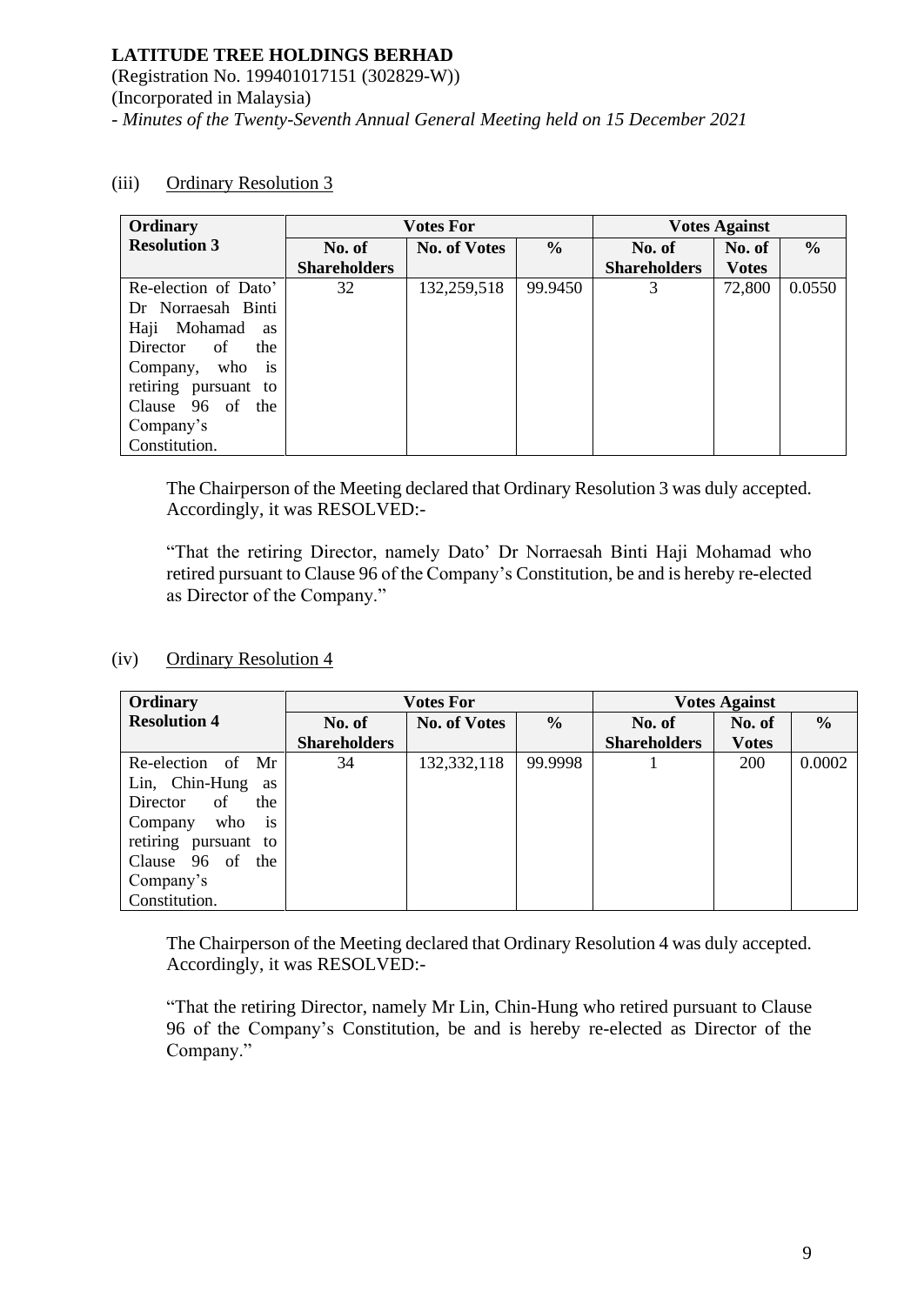(iii) Ordinary Resolution 3

| Ordinary Resolution 3 | Votes For | | | Votes Against | | |
|---|---|---|---|---|---|---|
| | No. of Shareholders | No. of Votes | % | No. of Shareholders | No. of Votes | % |
| Re-election of Dato' Dr Norraesah Binti Haji Mohamad as Director of the Company, who is retiring pursuant to Clause 96 of the Company's Constitution. | 32 | 132,259,518 | 99.9450 | 3 | 72,800 | 0.0550 |

The Chairperson of the Meeting declared that Ordinary Resolution 3 was duly accepted. Accordingly, it was RESOLVED:-

"That the retiring Director, namely Dato' Dr Norraesah Binti Haji Mohamad who retired pursuant to Clause 96 of the Company's Constitution, be and is hereby re-elected as Director of the Company."

(iv) Ordinary Resolution 4

| Ordinary Resolution 4 | Votes For | | | Votes Against | | |
|---|---|---|---|---|---|---|
| | No. of Shareholders | No. of Votes | % | No. of Shareholders | No. of Votes | % |
| Re-election of Mr Lin, Chin-Hung as Director of the Company who is retiring pursuant to Clause 96 of the Company's Constitution. | 34 | 132,332,118 | 99.9998 | 1 | 200 | 0.0002 |

The Chairperson of the Meeting declared that Ordinary Resolution 4 was duly accepted. Accordingly, it was RESOLVED:-

"That the retiring Director, namely Mr Lin, Chin-Hung who retired pursuant to Clause 96 of the Company's Constitution, be and is hereby re-elected as Director of the Company."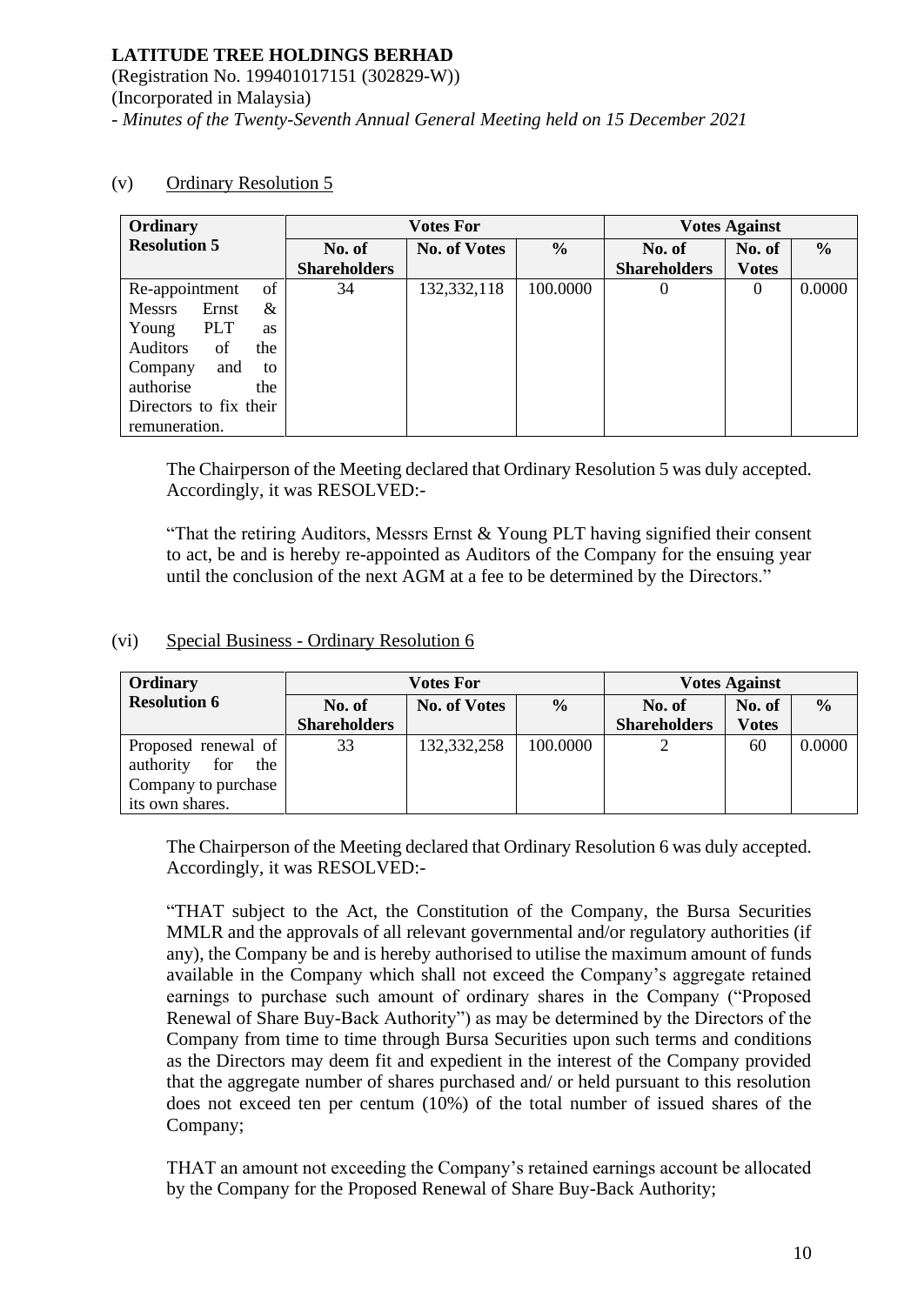(v) Ordinary Resolution 5

| Ordinary Resolution 5 | Votes For | | | Votes Against | | |
|---|---|---|---|---|---|---|
| | No. of Shareholders | No. of Votes | % | No. of Shareholders | No. of Votes | % |
| Re-appointment of Messrs Ernst & Young PLT as Auditors of the Company and to authorise the Directors to fix their remuneration. | 34 | 132,332,118 | 100.0000 | 0 | 0 | 0.0000 |

The Chairperson of the Meeting declared that Ordinary Resolution 5 was duly accepted. Accordingly, it was RESOLVED:-

"That the retiring Auditors, Messrs Ernst & Young PLT having signified their consent to act, be and is hereby re-appointed as Auditors of the Company for the ensuing year until the conclusion of the next AGM at a fee to be determined by the Directors."

(vi) Special Business - Ordinary Resolution 6

| Ordinary Resolution 6 | Votes For | | | Votes Against | | |
|---|---|---|---|---|---|---|
| | No. of Shareholders | No. of Votes | % | No. of Shareholders | No. of Votes | % |
| Proposed renewal of authority for the Company to purchase its own shares. | 33 | 132,332,258 | 100.0000 | 2 | 60 | 0.0000 |

The Chairperson of the Meeting declared that Ordinary Resolution 6 was duly accepted. Accordingly, it was RESOLVED:-

"THAT subject to the Act, the Constitution of the Company, the Bursa Securities MMLR and the approvals of all relevant governmental and/or regulatory authorities (if any), the Company be and is hereby authorised to utilise the maximum amount of funds available in the Company which shall not exceed the Company's aggregate retained earnings to purchase such amount of ordinary shares in the Company ("Proposed Renewal of Share Buy-Back Authority") as may be determined by the Directors of the Company from time to time through Bursa Securities upon such terms and conditions as the Directors may deem fit and expedient in the interest of the Company provided that the aggregate number of shares purchased and/ or held pursuant to this resolution does not exceed ten per centum (10%) of the total number of issued shares of the Company;

THAT an amount not exceeding the Company's retained earnings account be allocated by the Company for the Proposed Renewal of Share Buy-Back Authority;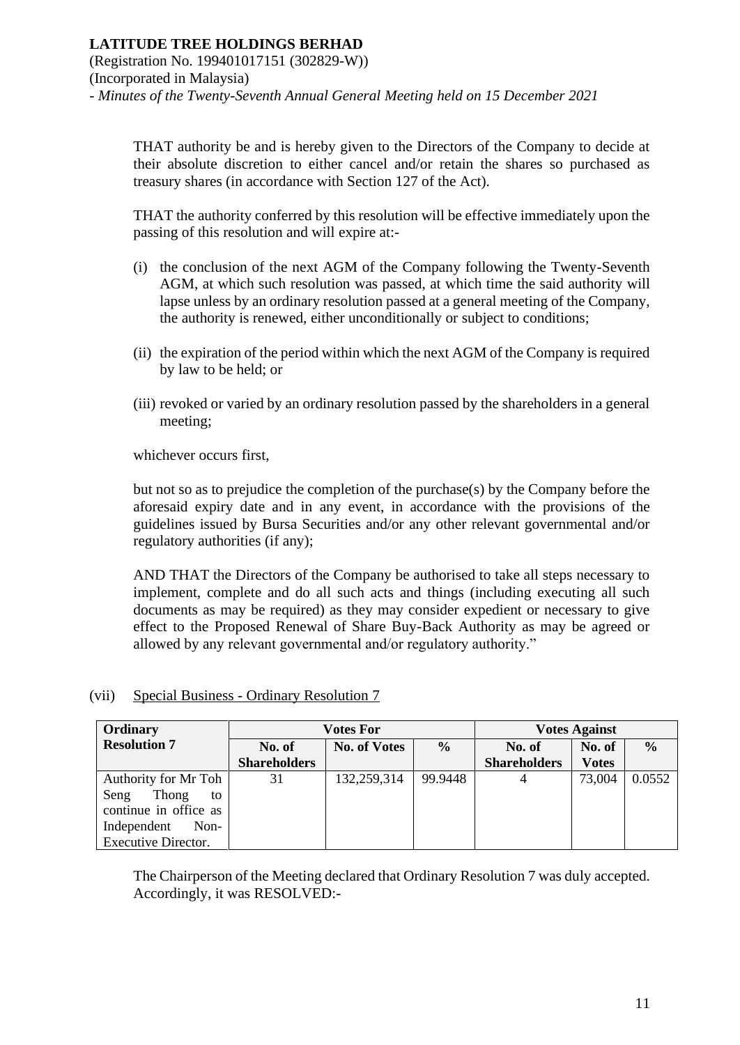THAT authority be and is hereby given to the Directors of the Company to decide at their absolute discretion to either cancel and/or retain the shares so purchased as treasury shares (in accordance with Section 127 of the Act).

THAT the authority conferred by this resolution will be effective immediately upon the passing of this resolution and will expire at:-

(i) the conclusion of the next AGM of the Company following the Twenty-Seventh AGM, at which such resolution was passed, at which time the said authority will lapse unless by an ordinary resolution passed at a general meeting of the Company, the authority is renewed, either unconditionally or subject to conditions;

(ii) the expiration of the period within which the next AGM of the Company is required by law to be held; or

(iii) revoked or varied by an ordinary resolution passed by the shareholders in a general meeting;

whichever occurs first,

but not so as to prejudice the completion of the purchase(s) by the Company before the aforesaid expiry date and in any event, in accordance with the provisions of the guidelines issued by Bursa Securities and/or any other relevant governmental and/or regulatory authorities (if any);

AND THAT the Directors of the Company be authorised to take all steps necessary to implement, complete and do all such acts and things (including executing all such documents as may be required) as they may consider expedient or necessary to give effect to the Proposed Renewal of Share Buy-Back Authority as may be agreed or allowed by any relevant governmental and/or regulatory authority."

(vii) Special Business - Ordinary Resolution 7

| Ordinary Resolution 7 | Votes For | | | Votes Against | | |
|---|---|---|---|---|---|---|
| | No. of Shareholders | No. of Votes | % | No. of Shareholders | No. of Votes | % |
| Authority for Mr Toh Seng Thong to continue in office as Independent Non-Executive Director. | 31 | 132,259,314 | 99.9448 | 4 | 73,004 | 0.0552 |

The Chairperson of the Meeting declared that Ordinary Resolution 7 was duly accepted. Accordingly, it was RESOLVED:-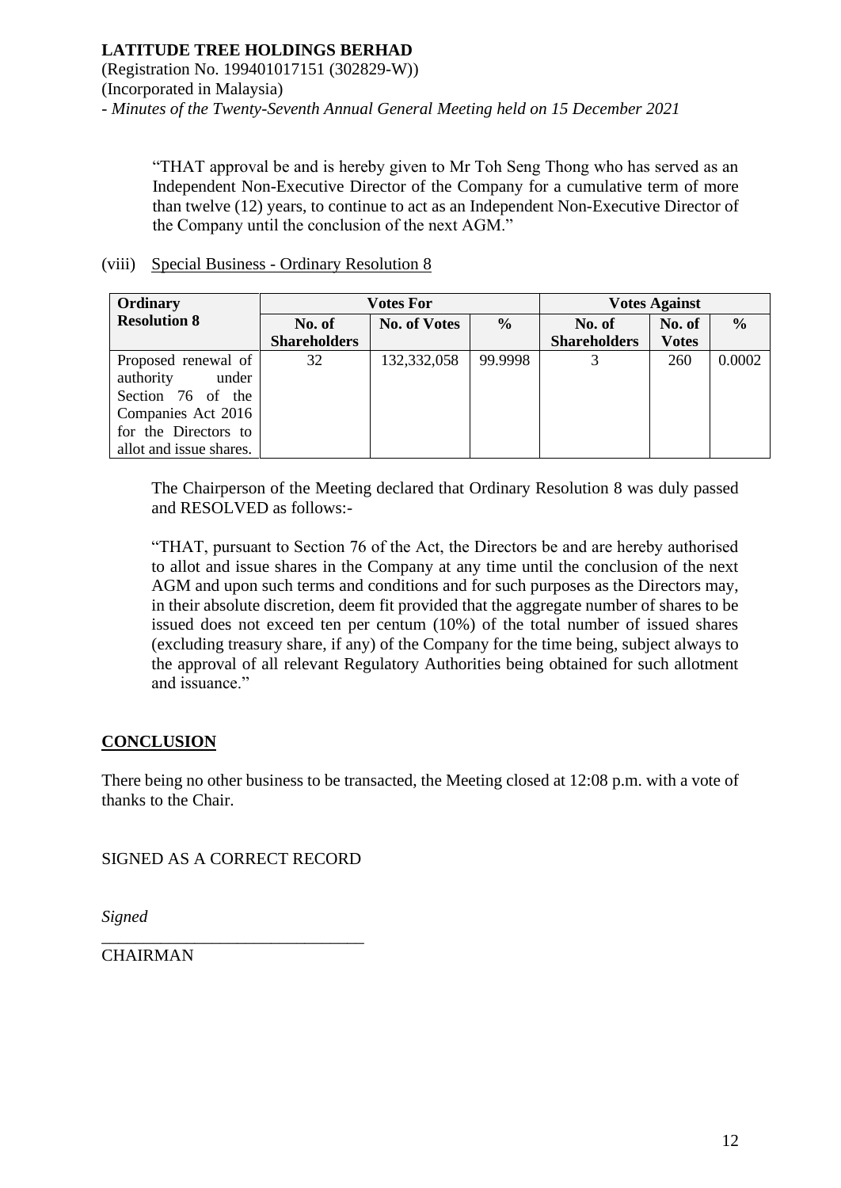"THAT approval be and is hereby given to Mr Toh Seng Thong who has served as an Independent Non-Executive Director of the Company for a cumulative term of more than twelve (12) years, to continue to act as an Independent Non-Executive Director of the Company until the conclusion of the next AGM."

(viii) Special Business - Ordinary Resolution 8

| Ordinary Resolution 8 | Votes For | | | Votes Against | | |
|---|---|---|---|---|---|---|
| | No. of Shareholders | No. of Votes | % | No. of Shareholders | No. of Votes | % |
| Proposed renewal of authority under Section 76 of the Companies Act 2016 for the Directors to allot and issue shares. | 32 | 132,332,058 | 99.9998 | 3 | 260 | 0.0002 |

The Chairperson of the Meeting declared that Ordinary Resolution 8 was duly passed and RESOLVED as follows:-

"THAT, pursuant to Section 76 of the Act, the Directors be and are hereby authorised to allot and issue shares in the Company at any time until the conclusion of the next AGM and upon such terms and conditions and for such purposes as the Directors may, in their absolute discretion, deem fit provided that the aggregate number of shares to be issued does not exceed ten per centum (10%) of the total number of issued shares (excluding treasury share, if any) of the Company for the time being, subject always to the approval of all relevant Regulatory Authorities being obtained for such allotment and issuance."

## CONCLUSION

There being no other business to be transacted, the Meeting closed at 12:08 p.m. with a vote of thanks to the Chair.

SIGNED AS A CORRECT RECORD

*Signed*

\_\_\_\_\_\_\_\_\_\_\_\_\_\_\_\_\_\_\_\_\_\_\_\_\_\_\_\_\_\_\_\_

CHAIRMAN